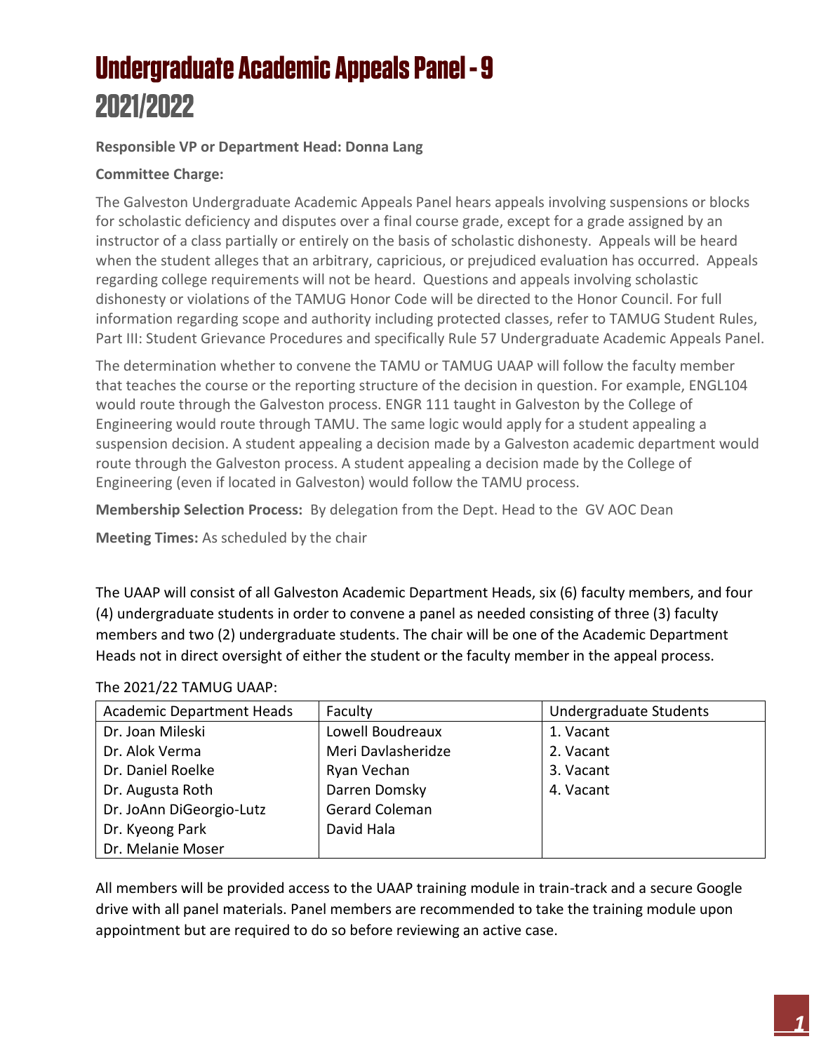# Undergraduate Academic Appeals Panel - 9
# 2021/2022

**Responsible VP or Department Head: Donna Lang**

**Committee Charge:**

The Galveston Undergraduate Academic Appeals Panel hears appeals involving suspensions or blocks for scholastic deficiency and disputes over a final course grade, except for a grade assigned by an instructor of a class partially or entirely on the basis of scholastic dishonesty. Appeals will be heard when the student alleges that an arbitrary, capricious, or prejudiced evaluation has occurred. Appeals regarding college requirements will not be heard. Questions and appeals involving scholastic dishonesty or violations of the TAMUG Honor Code will be directed to the Honor Council. For full information regarding scope and authority including protected classes, refer to TAMUG Student Rules, Part III: Student Grievance Procedures and specifically Rule 57 Undergraduate Academic Appeals Panel.

The determination whether to convene the TAMU or TAMUG UAAP will follow the faculty member that teaches the course or the reporting structure of the decision in question. For example, ENGL104 would route through the Galveston process. ENGR 111 taught in Galveston by the College of Engineering would route through TAMU. The same logic would apply for a student appealing a suspension decision. A student appealing a decision made by a Galveston academic department would route through the Galveston process. A student appealing a decision made by the College of Engineering (even if located in Galveston) would follow the TAMU process.

**Membership Selection Process:** By delegation from the Dept. Head to the GV AOC Dean

**Meeting Times:** As scheduled by the chair

The UAAP will consist of all Galveston Academic Department Heads, six (6) faculty members, and four (4) undergraduate students in order to convene a panel as needed consisting of three (3) faculty members and two (2) undergraduate students. The chair will be one of the Academic Department Heads not in direct oversight of either the student or the faculty member in the appeal process.

The 2021/22 TAMUG UAAP:

| Academic Department Heads | Faculty | Undergraduate Students |
|---|---|---|
| Dr. Joan Mileski | Lowell Boudreaux | 1. Vacant |
| Dr. Alok Verma | Meri Davlasheridze | 2. Vacant |
| Dr. Daniel Roelke | Ryan Vechan | 3. Vacant |
| Dr. Augusta Roth | Darren Domsky | 4. Vacant |
| Dr. JoAnn DiGeorgio-Lutz | Gerard Coleman | |
| Dr. Kyeong Park | David Hala | |
| Dr. Melanie Moser | | |

All members will be provided access to the UAAP training module in train-track and a secure Google drive with all panel materials. Panel members are recommended to take the training module upon appointment but are required to do so before reviewing an active case.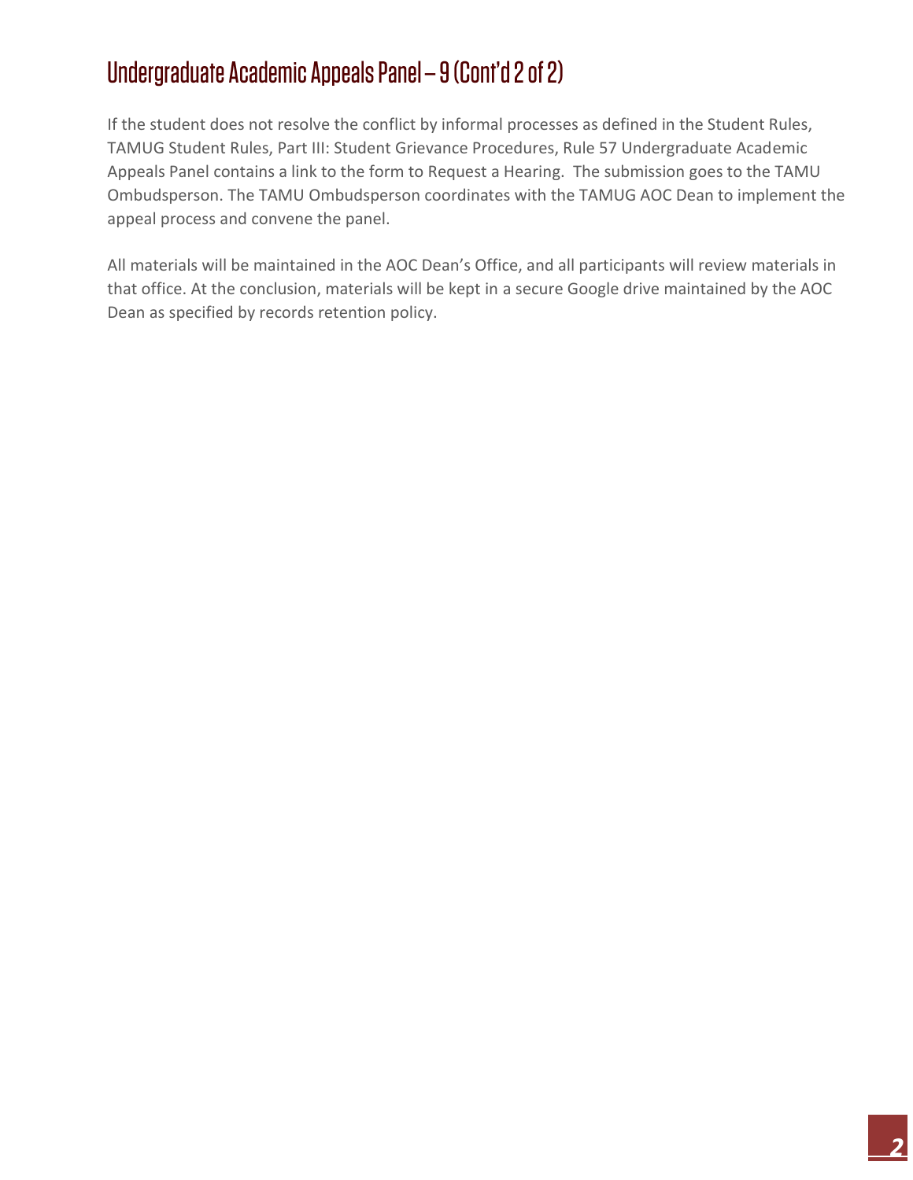# Undergraduate Academic Appeals Panel – 9 (Cont'd 2 of 2)

If the student does not resolve the conflict by informal processes as defined in the Student Rules, TAMUG Student Rules, Part III: Student Grievance Procedures, Rule 57 Undergraduate Academic Appeals Panel contains a link to the form to Request a Hearing. The submission goes to the TAMU Ombudsperson. The TAMU Ombudsperson coordinates with the TAMUG AOC Dean to implement the appeal process and convene the panel.

All materials will be maintained in the AOC Dean's Office, and all participants will review materials in that office. At the conclusion, materials will be kept in a secure Google drive maintained by the AOC Dean as specified by records retention policy.